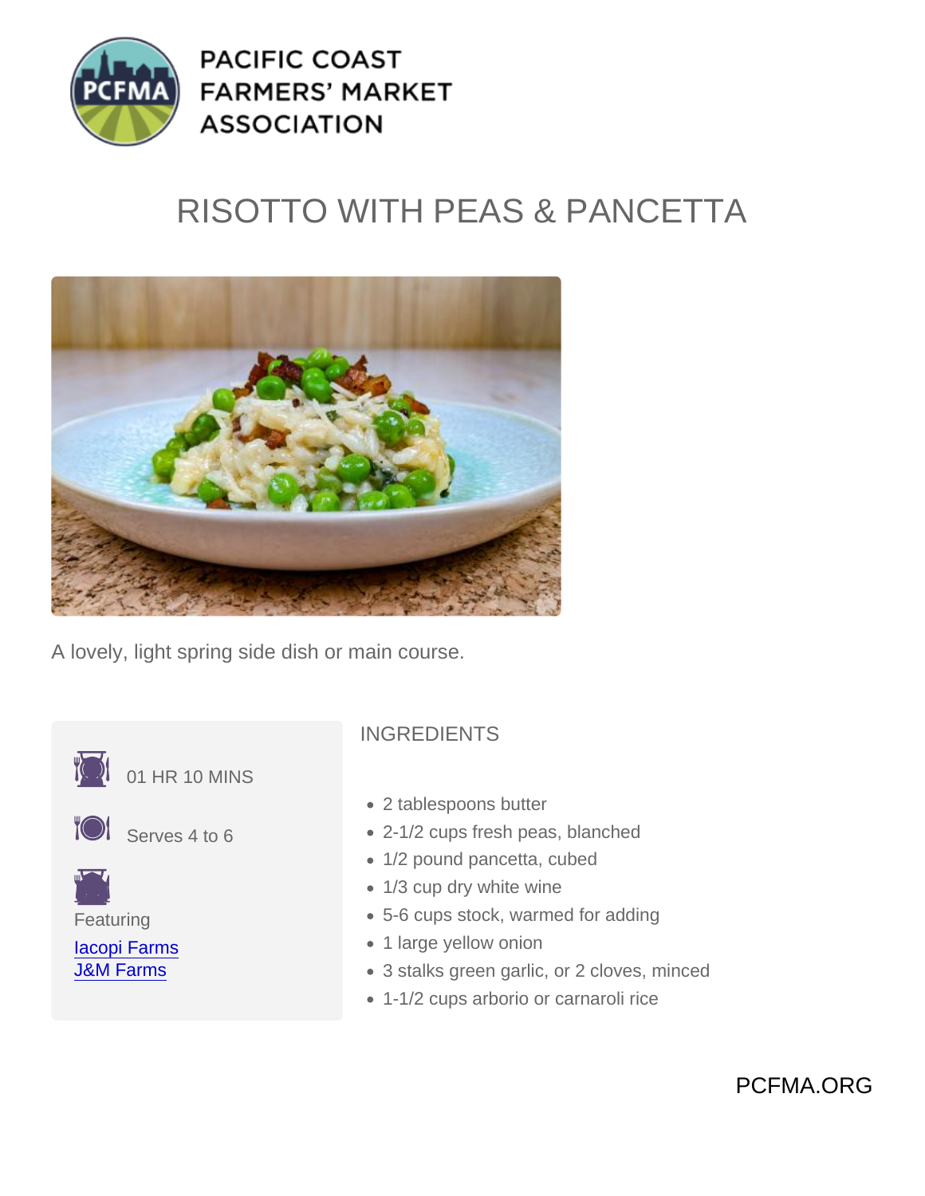PACIFIC COAST FARMERS' MARKET ASSOCIATION

# RISOTTO WITH PEAS & PANCETTA

A lovely, light spring side dish or main course.

01 HR 10 MINS

Serves 4 to 6

Featuring

Iacopi Farms
J&M Farms

## INGREDIENTS

- 2 tablespoons butter
- 2-1/2 cups fresh peas, blanched
- 1/2 pound pancetta, cubed
- 1/3 cup dry white wine
- 5-6 cups stock, warmed for adding
- 1 large yellow onion
- 3 stalks green garlic, or 2 cloves, minced
- 1-1/2 cups arborio or carnaroli rice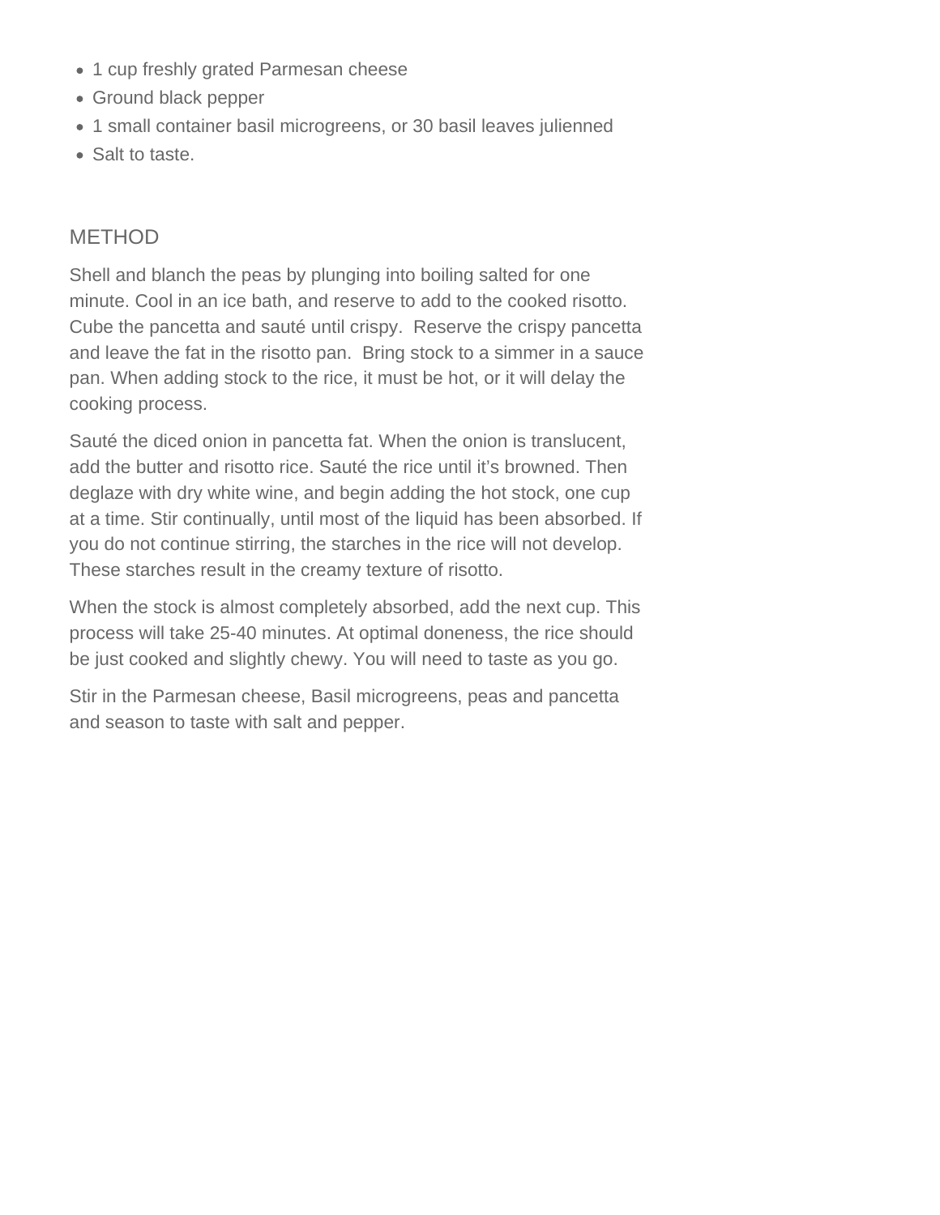- 1 cup freshly grated Parmesan cheese
- Ground black pepper
- 1 small container basil microgreens, or 30 basil leaves julienned
- Salt to taste.

## METHOD

Shell and blanch the peas by plunging into boiling salted for one minute. Cool in an ice bath, and reserve to add to the cooked risotto. Cube the pancetta and sauté until crispy. Reserve the crispy pancetta and leave the fat in the risotto pan. Bring stock to a simmer in a sauce pan. When adding stock to the rice, it must be hot, or it will delay the cooking process.

Sauté the diced onion in pancetta fat. When the onion is translucent, add the butter and risotto rice. Sauté the rice until it's browned. Then deglaze with dry white wine, and begin adding the hot stock, one cup at a time. Stir continually, until most of the liquid has been absorbed. If you do not continue stirring, the starches in the rice will not develop. These starches result in the creamy texture of risotto.

When the stock is almost completely absorbed, add the next cup. This process will take 25-40 minutes. At optimal doneness, the rice should be just cooked and slightly chewy. You will need to taste as you go.

Stir in the Parmesan cheese, Basil microgreens, peas and pancetta and season to taste with salt and pepper.